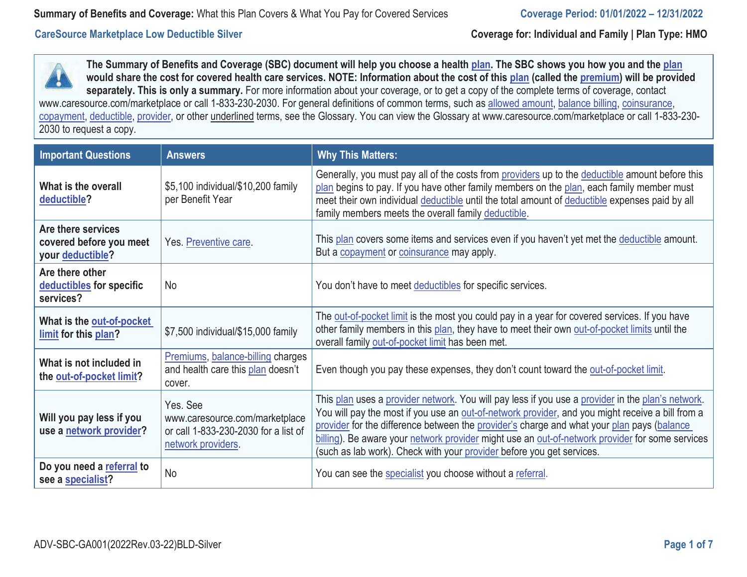**Summary of Benefits and Coverage:** What this Plan Covers & What You Pay for Covered Services

**Coverage Period: 01/01/2022 – 12/31/2022**

**CareSource Marketplace Low Deductible Silver**

**Coverage for: Individual and Family | Plan Type: HMO**

**The Summary of Benefits and Coverage (SBC) document will help you choose a health plan. The SBC shows you how you and the plan would share the cost for covered health care services. NOTE: Information about the cost of this plan (called the premium) will be provided separately. This is only a summary.** For more information about your coverage, or to get a copy of the complete terms of coverage, contact www.caresource.com/marketplace or call 1-833-230-2030. For general definitions of common terms, such as allowed amount, balance billing, coinsurance, copayment, deductible, provider, or other underlined terms, see the Glossary. You can view the Glossary at www.caresource.com/marketplace or call 1-833-230-2030 to request a copy.

| Important Questions | Answers | Why This Matters: |
|---|---|---|
| **What is the overall deductible?** | $5,100 individual/$10,200 family per Benefit Year | Generally, you must pay all of the costs from providers up to the deductible amount before this plan begins to pay. If you have other family members on the plan, each family member must meet their own individual deductible until the total amount of deductible expenses paid by all family members meets the overall family deductible. |
| **Are there services covered before you meet your deductible?** | Yes. Preventive care. | This plan covers some items and services even if you haven't yet met the deductible amount. But a copayment or coinsurance may apply. |
| **Are there other deductibles for specific services?** | No | You don't have to meet deductibles for specific services. |
| **What is the out-of-pocket limit for this plan?** | $7,500 individual/$15,000 family | The out-of-pocket limit is the most you could pay in a year for covered services. If you have other family members in this plan, they have to meet their own out-of-pocket limits until the overall family out-of-pocket limit has been met. |
| **What is not included in the out-of-pocket limit?** | Premiums, balance-billing charges and health care this plan doesn't cover. | Even though you pay these expenses, they don't count toward the out-of-pocket limit. |
| **Will you pay less if you use a network provider?** | Yes. See www.caresource.com/marketplace or call 1-833-230-2030 for a list of network providers. | This plan uses a provider network. You will pay less if you use a provider in the plan's network. You will pay the most if you use an out-of-network provider, and you might receive a bill from a provider for the difference between the provider's charge and what your plan pays (balance billing). Be aware your network provider might use an out-of-network provider for some services (such as lab work). Check with your provider before you get services. |
| **Do you need a referral to see a specialist?** | No | You can see the specialist you choose without a referral. |

ADV-SBC-GA001(2022Rev.03-22)BLD-Silver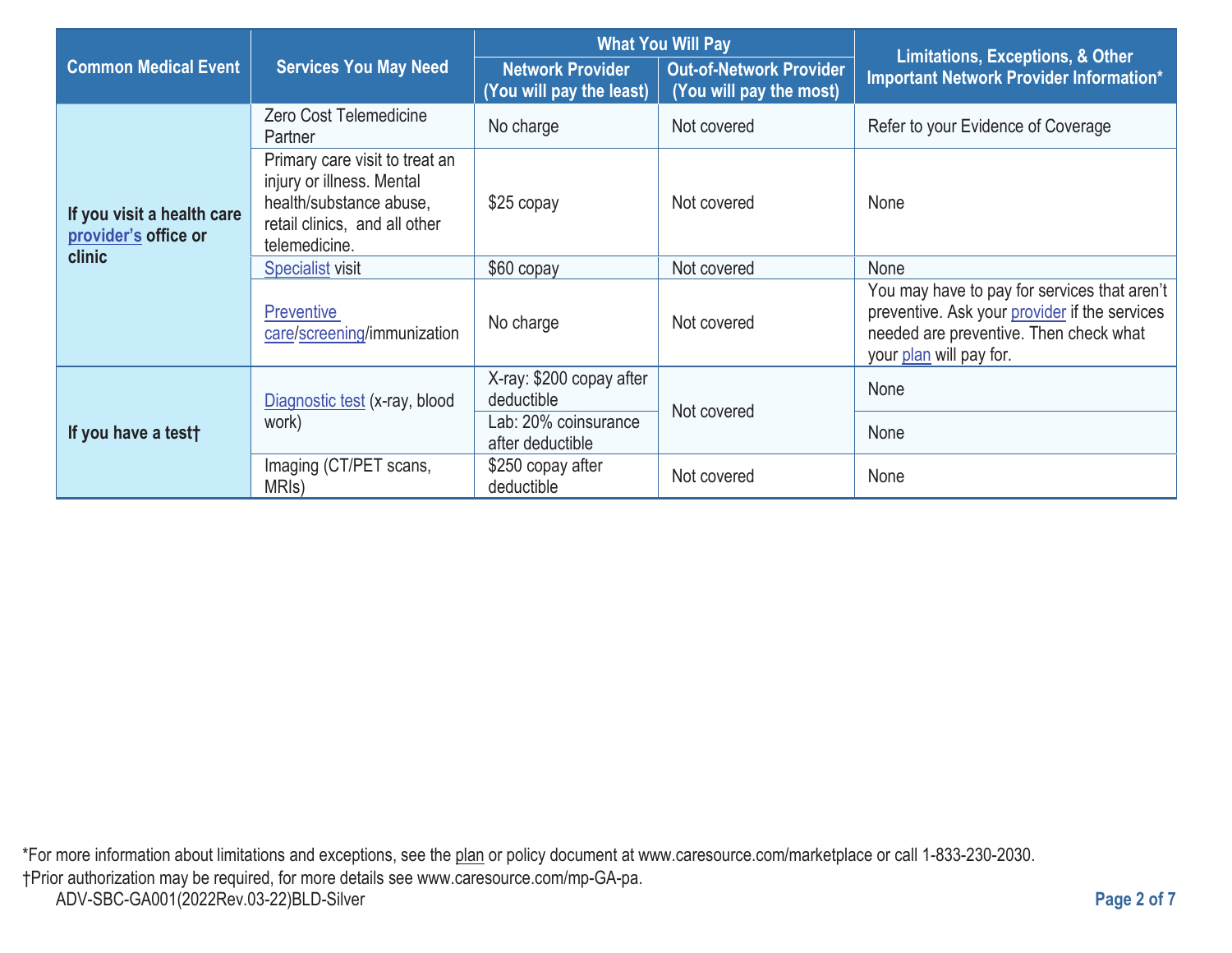| Common Medical Event | Services You May Need | What You Will Pay | | Limitations, Exceptions, & Other Important Network Provider Information* |
|---|---|---|---|---|
| | | Network Provider (You will pay the least) | Out-of-Network Provider (You will pay the most) | |
| If you visit a health care provider's office or clinic | Zero Cost Telemedicine Partner | No charge | Not covered | Refer to your Evidence of Coverage |
| | Primary care visit to treat an injury or illness. Mental health/substance abuse, retail clinics, and all other telemedicine. | $25 copay | Not covered | None |
| | Specialist visit | $60 copay | Not covered | None |
| | Preventive care/screening/immunization | No charge | Not covered | You may have to pay for services that aren't preventive. Ask your provider if the services needed are preventive. Then check what your plan will pay for. |
| If you have a test† | Diagnostic test (x-ray, blood work) | X-ray: $200 copay after deductible | Not covered | None |
| | | Lab: 20% coinsurance after deductible | | None |
| | Imaging (CT/PET scans, MRIs) | $250 copay after deductible | Not covered | None |

*For more information about limitations and exceptions, see the plan or policy document at www.caresource.com/marketplace or call 1-833-230-2030.
†Prior authorization may be required, for more details see www.caresource.com/mp-GA-pa.
ADV-SBC-GA001(2022Rev.03-22)BLD-Silver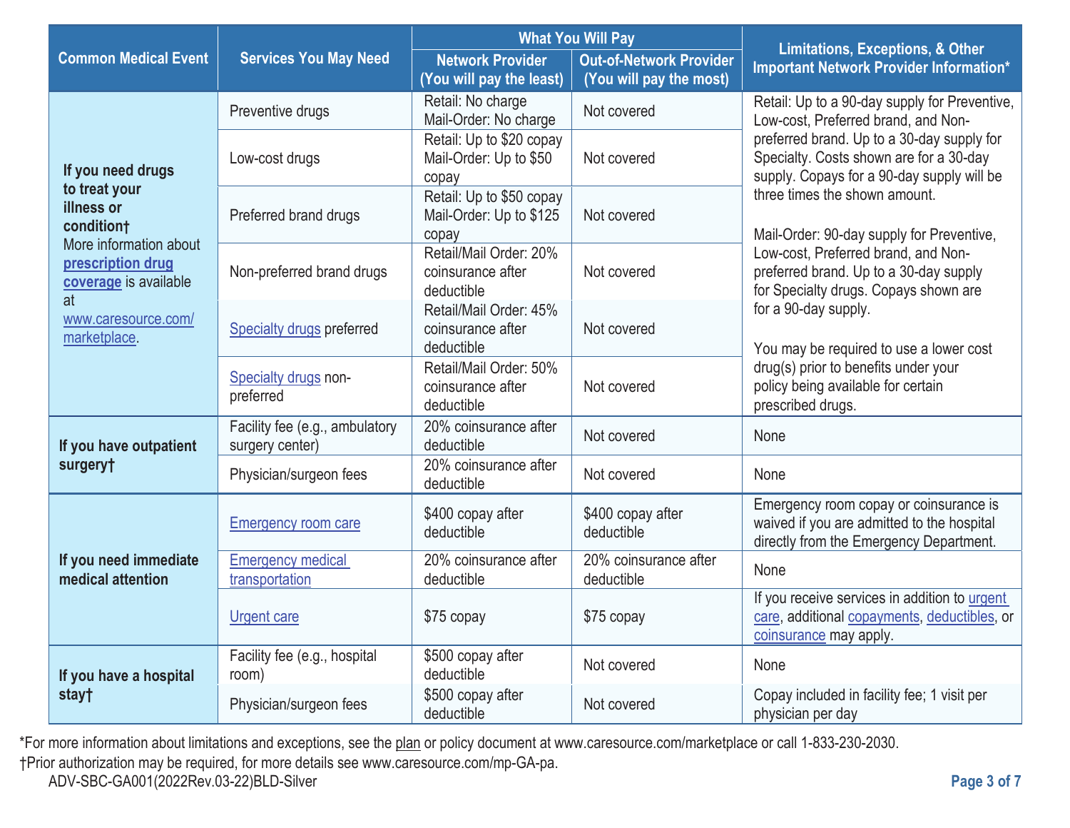| Common Medical Event | Services You May Need | What You Will Pay | | Limitations, Exceptions, & Other Important Network Provider Information* |
|---|---|---|---|---|
| | | Network Provider (You will pay the least) | Out-of-Network Provider (You will pay the most) | |
| **If you need drugs to treat your illness or condition†** More information about **prescription drug coverage** is available at www.caresource.com/marketplace. | Preventive drugs | Retail: No charge Mail-Order: No charge | Not covered | Retail: Up to a 90-day supply for Preventive, Low-cost, Preferred brand, and Non-preferred brand. Up to a 30-day supply for Specialty. Costs shown are for a 30-day supply. Copays for a 90-day supply will be three times the shown amount.<br><br>Mail-Order: 90-day supply for Preventive, Low-cost, Preferred brand, and Non-preferred brand. Up to a 30-day supply for Specialty drugs. Copays shown are for a 90-day supply.<br><br>You may be required to use a lower cost drug(s) prior to benefits under your policy being available for certain prescribed drugs. |
| | Low-cost drugs | Retail: Up to $20 copay Mail-Order: Up to $50 copay | Not covered | |
| | Preferred brand drugs | Retail: Up to $50 copay Mail-Order: Up to $125 copay | Not covered | |
| | Non-preferred brand drugs | Retail/Mail Order: 20% coinsurance after deductible | Not covered | |
| | Specialty drugs preferred | Retail/Mail Order: 45% coinsurance after deductible | Not covered | |
| | Specialty drugs non-preferred | Retail/Mail Order: 50% coinsurance after deductible | Not covered | |
| **If you have outpatient surgery†** | Facility fee (e.g., ambulatory surgery center) | 20% coinsurance after deductible | Not covered | None |
| | Physician/surgeon fees | 20% coinsurance after deductible | Not covered | None |
| **If you need immediate medical attention** | Emergency room care | $400 copay after deductible | $400 copay after deductible | Emergency room copay or coinsurance is waived if you are admitted to the hospital directly from the Emergency Department. |
| | Emergency medical transportation | 20% coinsurance after deductible | 20% coinsurance after deductible | None |
| | Urgent care | $75 copay | $75 copay | If you receive services in addition to urgent care, additional copayments, deductibles, or coinsurance may apply. |
| **If you have a hospital stay†** | Facility fee (e.g., hospital room) | $500 copay after deductible | Not covered | None |
| | Physician/surgeon fees | $500 copay after deductible | Not covered | Copay included in facility fee; 1 visit per physician per day |

*For more information about limitations and exceptions, see the plan or policy document at www.caresource.com/marketplace or call 1-833-230-2030.

†Prior authorization may be required, for more details see www.caresource.com/mp-GA-pa.

ADV-SBC-GA001(2022Rev.03-22)BLD-Silver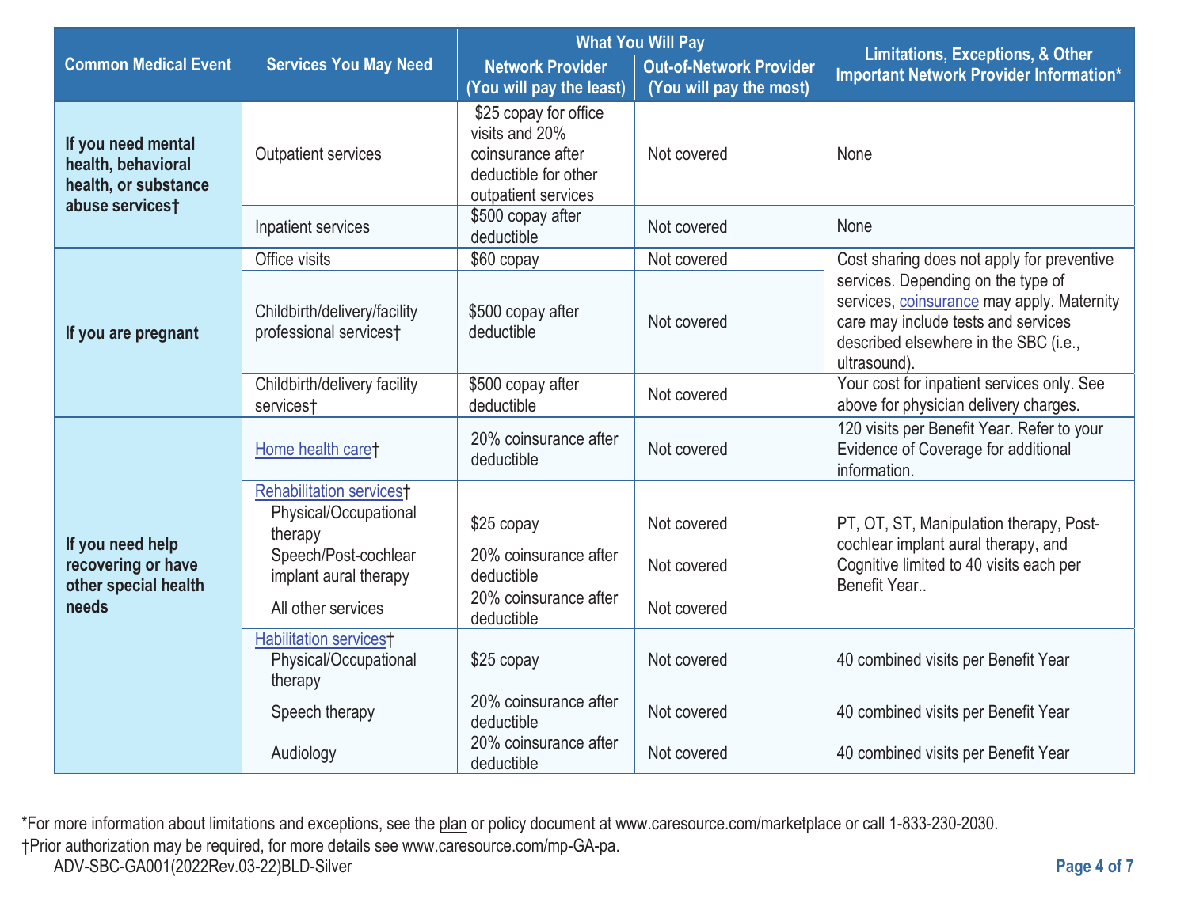| Common Medical Event | Services You May Need | What You Will Pay | | Limitations, Exceptions, & Other Important Network Provider Information* |
|---|---|---|---|---|
| | | Network Provider (You will pay the least) | Out-of-Network Provider (You will pay the most) | |
| If you need mental health, behavioral health, or substance abuse services† | Outpatient services | $25 copay for office visits and 20% coinsurance after deductible for other outpatient services | Not covered | None |
| | Inpatient services | $500 copay after deductible | Not covered | None |
| If you are pregnant | Office visits | $60 copay | Not covered | Cost sharing does not apply for preventive services. Depending on the type of services, coinsurance may apply. Maternity care may include tests and services described elsewhere in the SBC (i.e., ultrasound). |
| | Childbirth/delivery/facility professional services† | $500 copay after deductible | Not covered | |
| | Childbirth/delivery facility services† | $500 copay after deductible | Not covered | Your cost for inpatient services only. See above for physician delivery charges. |
| If you need help recovering or have other special health needs | Home health care† | 20% coinsurance after deductible | Not covered | 120 visits per Benefit Year. Refer to your Evidence of Coverage for additional information. |
| | Rehabilitation services†<br>Physical/Occupational therapy<br>Speech/Post-cochlear implant aural therapy<br>All other services | <br>$25 copay<br>20% coinsurance after deductible<br>20% coinsurance after deductible | <br>Not covered<br>Not covered<br>Not covered | PT, OT, ST, Manipulation therapy, Post-cochlear implant aural therapy, and Cognitive limited to 40 visits each per Benefit Year.. |
| | Habilitation services†<br>Physical/Occupational therapy<br>Speech therapy<br>Audiology | <br>$25 copay<br>20% coinsurance after deductible<br>20% coinsurance after deductible | <br>Not covered<br>Not covered<br>Not covered | <br>40 combined visits per Benefit Year<br>40 combined visits per Benefit Year<br>40 combined visits per Benefit Year |

*For more information about limitations and exceptions, see the plan or policy document at www.caresource.com/marketplace or call 1-833-230-2030.
†Prior authorization may be required, for more details see www.caresource.com/mp-GA-pa.

ADV-SBC-GA001(2022Rev.03-22)BLD-Silver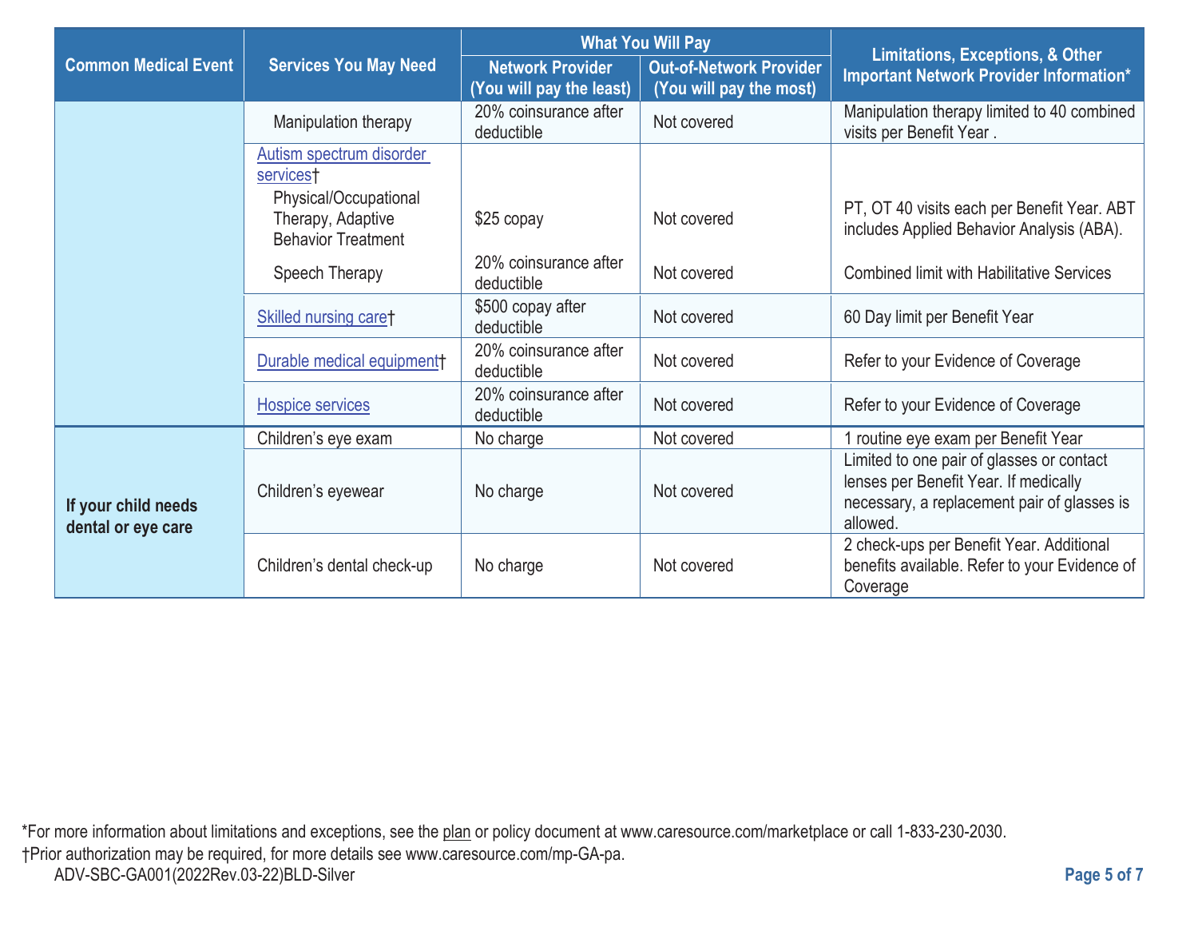| Common Medical Event | Services You May Need | What You Will Pay | | Limitations, Exceptions, & Other Important Network Provider Information* |
|---|---|---|---|---|
| | | Network Provider (You will pay the least) | Out-of-Network Provider (You will pay the most) | |
| | Manipulation therapy | 20% coinsurance after deductible | Not covered | Manipulation therapy limited to 40 combined visits per Benefit Year . |
| | Autism spectrum disorder services† Physical/Occupational Therapy, Adaptive Behavior Treatment | $25 copay | Not covered | PT, OT 40 visits each per Benefit Year. ABT includes Applied Behavior Analysis (ABA). |
| | Speech Therapy | 20% coinsurance after deductible | Not covered | Combined limit with Habilitative Services |
| | Skilled nursing care† | $500 copay after deductible | Not covered | 60 Day limit per Benefit Year |
| | Durable medical equipment† | 20% coinsurance after deductible | Not covered | Refer to your Evidence of Coverage |
| | Hospice services | 20% coinsurance after deductible | Not covered | Refer to your Evidence of Coverage |
| **If your child needs dental or eye care** | Children's eye exam | No charge | Not covered | 1 routine eye exam per Benefit Year |
| | Children's eyewear | No charge | Not covered | Limited to one pair of glasses or contact lenses per Benefit Year. If medically necessary, a replacement pair of glasses is allowed. |
| | Children's dental check-up | No charge | Not covered | 2 check-ups per Benefit Year. Additional benefits available. Refer to your Evidence of Coverage |

*For more information about limitations and exceptions, see the plan or policy document at www.caresource.com/marketplace or call 1-833-230-2030.
†Prior authorization may be required, for more details see www.caresource.com/mp-GA-pa.

ADV-SBC-GA001(2022Rev.03-22)BLD-Silver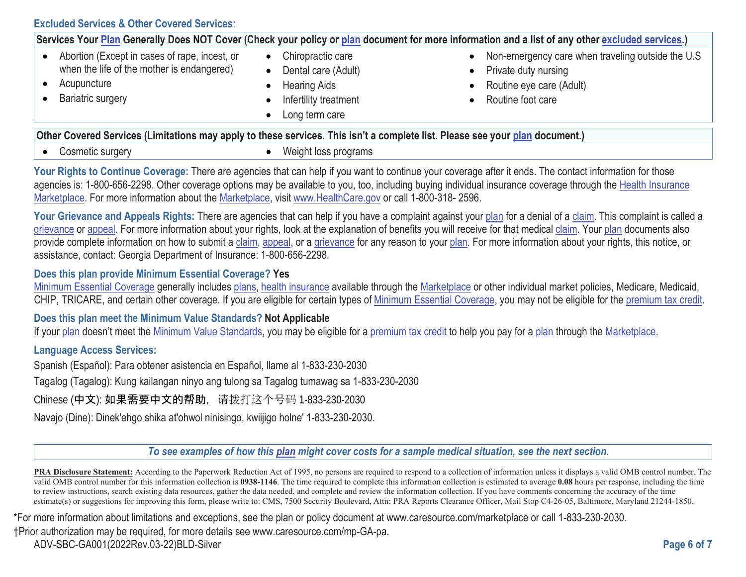### Excluded Services & Other Covered Services:

| Services Your Plan Generally Does NOT Cover (Check your policy or plan document for more information and a list of any other excluded services.) | | |
|---|---|---|
| • Abortion (Except in cases of rape, incest, or when the life of the mother is endangered)<br>• Acupuncture<br>• Bariatric surgery | • Chiropractic care<br>• Dental care (Adult)<br>• Hearing Aids<br>• Infertility treatment<br>• Long term care | • Non-emergency care when traveling outside the U.S<br>• Private duty nursing<br>• Routine eye care (Adult)<br>• Routine foot care |

| Other Covered Services (Limitations may apply to these services. This isn't a complete list. Please see your plan document.) | |
|---|---|
| • Cosmetic surgery | • Weight loss programs |

**Your Rights to Continue Coverage:** There are agencies that can help if you want to continue your coverage after it ends. The contact information for those agencies is: 1-800-656-2298. Other coverage options may be available to you, too, including buying individual insurance coverage through the Health Insurance Marketplace. For more information about the Marketplace, visit www.HealthCare.gov or call 1-800-318- 2596.

**Your Grievance and Appeals Rights:** There are agencies that can help if you have a complaint against your plan for a denial of a claim. This complaint is called a grievance or appeal. For more information about your rights, look at the explanation of benefits you will receive for that medical claim. Your plan documents also provide complete information on how to submit a claim, appeal, or a grievance for any reason to your plan. For more information about your rights, this notice, or assistance, contact: Georgia Department of Insurance: 1-800-656-2298.

**Does this plan provide Minimum Essential Coverage? Yes**

Minimum Essential Coverage generally includes plans, health insurance available through the Marketplace or other individual market policies, Medicare, Medicaid, CHIP, TRICARE, and certain other coverage. If you are eligible for certain types of Minimum Essential Coverage, you may not be eligible for the premium tax credit.

**Does this plan meet the Minimum Value Standards? Not Applicable**

If your plan doesn't meet the Minimum Value Standards, you may be eligible for a premium tax credit to help you pay for a plan through the Marketplace.

**Language Access Services:**

Spanish (Español): Para obtener asistencia en Español, llame al 1-833-230-2030

Tagalog (Tagalog): Kung kailangan ninyo ang tulong sa Tagalog tumawag sa 1-833-230-2030

Chinese (中文): 如果需要中文的帮助，请拨打这个号码 1-833-230-2030

Navajo (Dine): Dinek'ehgo shika at'ohwol ninisingo, kwiijigo holne' 1-833-230-2030.

*To see examples of how this plan might cover costs for a sample medical situation, see the next section.*

**PRA Disclosure Statement:** According to the Paperwork Reduction Act of 1995, no persons are required to respond to a collection of information unless it displays a valid OMB control number. The valid OMB control number for this information collection is **0938-1146**. The time required to complete this information collection is estimated to average **0.08** hours per response, including the time to review instructions, search existing data resources, gather the data needed, and complete and review the information collection. If you have comments concerning the accuracy of the time estimate(s) or suggestions for improving this form, please write to: CMS, 7500 Security Boulevard, Attn: PRA Reports Clearance Officer, Mail Stop C4-26-05, Baltimore, Maryland 21244-1850.

*For more information about limitations and exceptions, see the plan or policy document at www.caresource.com/marketplace or call 1-833-230-2030.

†Prior authorization may be required, for more details see www.caresource.com/mp-GA-pa.

ADV-SBC-GA001(2022Rev.03-22)BLD-Silver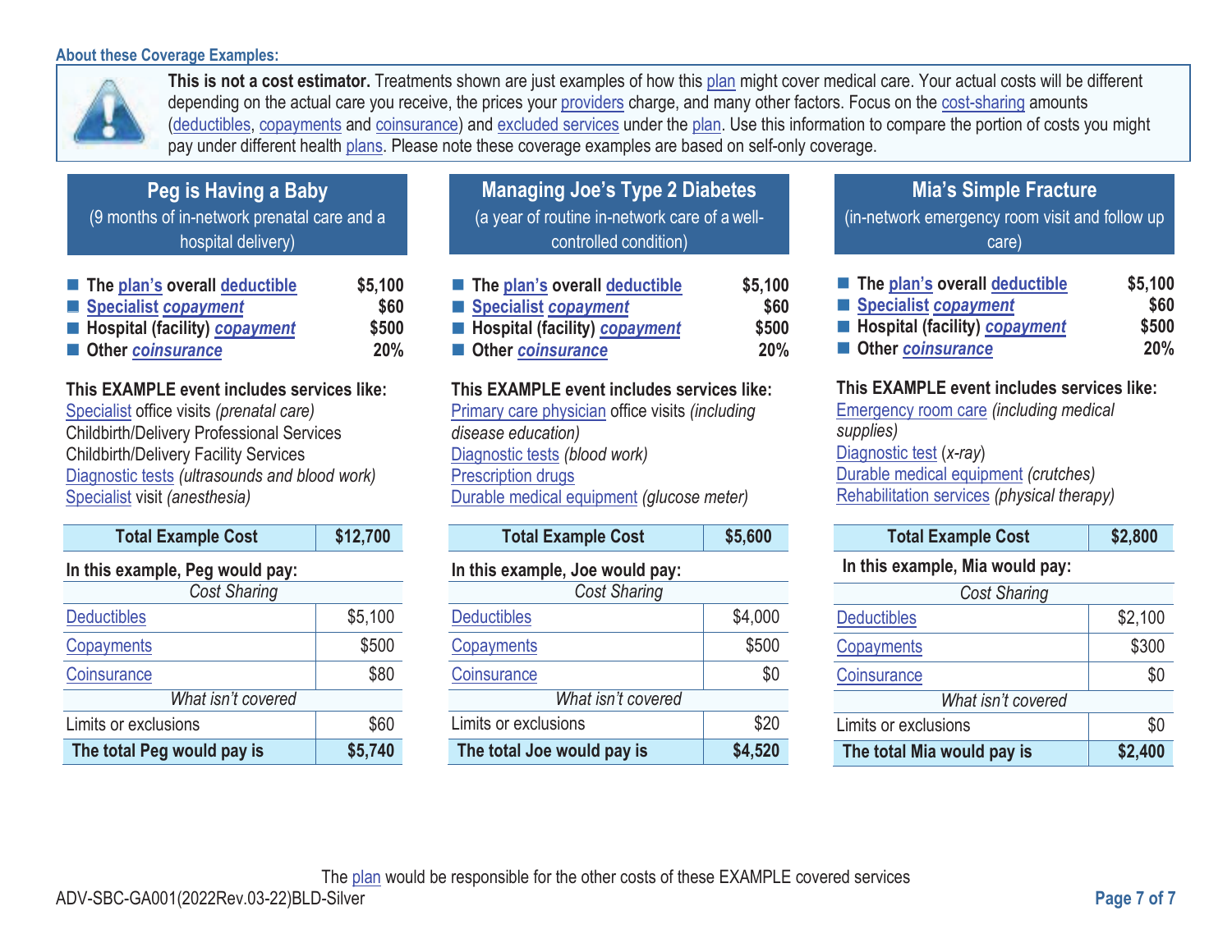**About these Coverage Examples:**

**This is not a cost estimator.** Treatments shown are just examples of how this plan might cover medical care. Your actual costs will be different depending on the actual care you receive, the prices your providers charge, and many other factors. Focus on the cost-sharing amounts (deductibles, copayments and coinsurance) and excluded services under the plan. Use this information to compare the portion of costs you might pay under different health plans. Please note these coverage examples are based on self-only coverage.

## Peg is Having a Baby

(9 months of in-network prenatal care and a hospital delivery)

- **The plan's overall deductible** **$5,100**
- **Specialist *copayment*** **$60**
- **Hospital (facility) *copayment*** **$500**
- **Other *coinsurance*** **20%**

**This EXAMPLE event includes services like:**

Specialist office visits *(prenatal care)*
Childbirth/Delivery Professional Services
Childbirth/Delivery Facility Services
Diagnostic tests *(ultrasounds and blood work)*
Specialist visit *(anesthesia)*

| **Total Example Cost** | **$12,700** |
|---|---|
| **In this example, Peg would pay:** | |
| *Cost Sharing* | |
| Deductibles | $5,100 |
| Copayments | $500 |
| Coinsurance | $80 |
| *What isn't covered* | |
| Limits or exclusions | $60 |
| **The total Peg would pay is** | **$5,740** |

## Managing Joe's Type 2 Diabetes

(a year of routine in-network care of a well-controlled condition)

- **The plan's overall deductible** **$5,100**
- **Specialist *copayment*** **$60**
- **Hospital (facility) *copayment*** **$500**
- **Other *coinsurance*** **20%**

**This EXAMPLE event includes services like:**

Primary care physician office visits *(including disease education)*
Diagnostic tests *(blood work)*
Prescription drugs
Durable medical equipment *(glucose meter)*

| **Total Example Cost** | **$5,600** |
|---|---|
| **In this example, Joe would pay:** | |
| *Cost Sharing* | |
| Deductibles | $4,000 |
| Copayments | $500 |
| Coinsurance | $0 |
| *What isn't covered* | |
| Limits or exclusions | $20 |
| **The total Joe would pay is** | **$4,520** |

## Mia's Simple Fracture

(in-network emergency room visit and follow up care)

- **The plan's overall deductible** **$5,100**
- **Specialist *copayment*** **$60**
- **Hospital (facility) *copayment*** **$500**
- **Other *coinsurance*** **20%**

**This EXAMPLE event includes services like:**

Emergency room care *(including medical supplies)*
Diagnostic test *(x-ray)*
Durable medical equipment *(crutches)*
Rehabilitation services *(physical therapy)*

| **Total Example Cost** | **$2,800** |
|---|---|
| **In this example, Mia would pay:** | |
| *Cost Sharing* | |
| Deductibles | $2,100 |
| Copayments | $300 |
| Coinsurance | $0 |
| *What isn't covered* | |
| Limits or exclusions | $0 |
| **The total Mia would pay is** | **$2,400** |

The plan would be responsible for the other costs of these EXAMPLE covered services

ADV-SBC-GA001(2022Rev.03-22)BLD-Silver